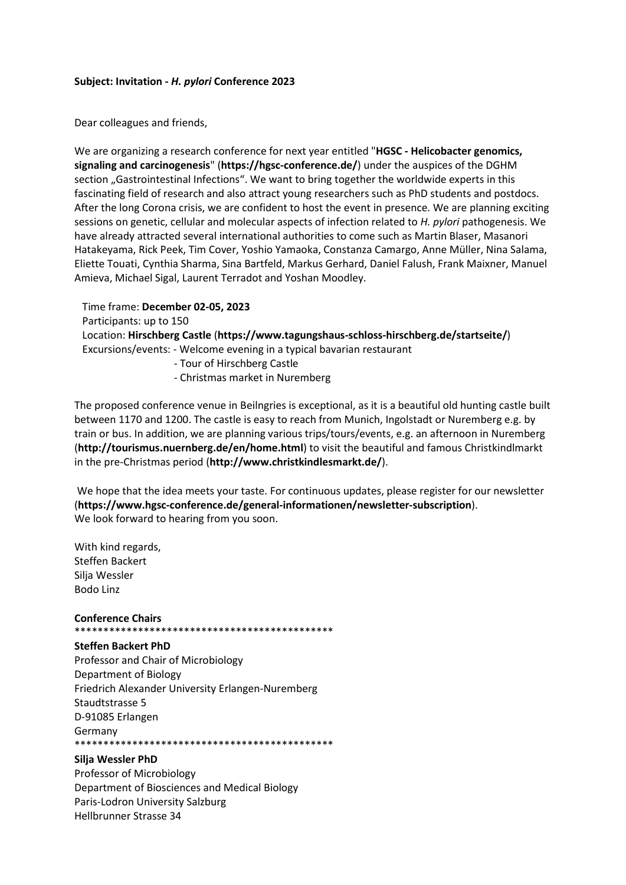**Subject: Invitation - *H. pylori* Conference 2023**

Dear colleagues and friends,

We are organizing a research conference for next year entitled "**HGSC - Helicobacter genomics, signaling and carcinogenesis**" (**https://hgsc-conference.de/**) under the auspices of the DGHM section „Gastrointestinal Infections". We want to bring together the worldwide experts in this fascinating field of research and also attract young researchers such as PhD students and postdocs. After the long Corona crisis, we are confident to host the event in presence. We are planning exciting sessions on genetic, cellular and molecular aspects of infection related to *H. pylori* pathogenesis. We have already attracted several international authorities to come such as Martin Blaser, Masanori Hatakeyama, Rick Peek, Tim Cover, Yoshio Yamaoka, Constanza Camargo, Anne Müller, Nina Salama, Eliette Touati, Cynthia Sharma, Sina Bartfeld, Markus Gerhard, Daniel Falush, Frank Maixner, Manuel Amieva, Michael Sigal, Laurent Terradot and Yoshan Moodley.

Time frame: **December 02-05, 2023**
Participants: up to 150
Location: **Hirschberg Castle** (**https://www.tagungshaus-schloss-hirschberg.de/startseite/**)
Excursions/events:
- Welcome evening in a typical bavarian restaurant
- Tour of Hirschberg Castle
- Christmas market in Nuremberg

The proposed conference venue in Beilngries is exceptional, as it is a beautiful old hunting castle built between 1170 and 1200. The castle is easy to reach from Munich, Ingolstadt or Nuremberg e.g. by train or bus. In addition, we are planning various trips/tours/events, e.g. an afternoon in Nuremberg (**http://tourismus.nuernberg.de/en/home.html**) to visit the beautiful and famous Christkindlmarkt in the pre-Christmas period (**http://www.christkindlesmarkt.de/**).

We hope that the idea meets your taste. For continuous updates, please register for our newsletter (**https://www.hgsc-conference.de/general-informationen/newsletter-subscription**).
We look forward to hearing from you soon.

With kind regards,
Steffen Backert
Silja Wessler
Bodo Linz

**Conference Chairs**
**********************************************

**Steffen Backert PhD**
Professor and Chair of Microbiology
Department of Biology
Friedrich Alexander University Erlangen-Nuremberg
Staudtstrasse 5
D-91085 Erlangen
Germany
**********************************************

**Silja Wessler PhD**
Professor of Microbiology
Department of Biosciences and Medical Biology
Paris-Lodron University Salzburg
Hellbrunner Strasse 34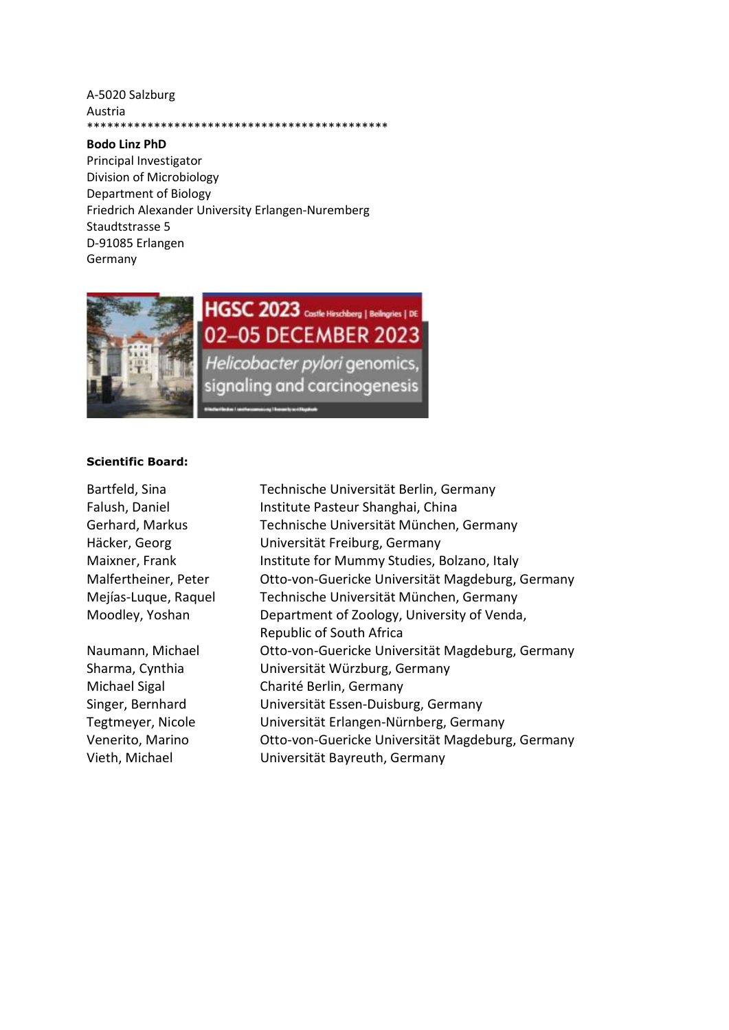A-5020 Salzburg
Austria
**********************************************

**Bodo Linz PhD**
Principal Investigator
Division of Microbiology
Department of Biology
Friedrich Alexander University Erlangen-Nuremberg
Staudtstrasse 5
D-91085 Erlangen
Germany

HGSC 2023 Castle Hirschberg | Beilngries | DE
02–05 DECEMBER 2023
*Helicobacter pylori* genomics, signaling and carcinogenesis

**Scientific Board:**

| | |
|---|---|
| Bartfeld, Sina | Technische Universität Berlin, Germany |
| Falush, Daniel | Institute Pasteur Shanghai, China |
| Gerhard, Markus | Technische Universität München, Germany |
| Häcker, Georg | Universität Freiburg, Germany |
| Maixner, Frank | Institute for Mummy Studies, Bolzano, Italy |
| Malfertheiner, Peter | Otto-von-Guericke Universität Magdeburg, Germany |
| Mejías-Luque, Raquel | Technische Universität München, Germany |
| Moodley, Yoshan | Department of Zoology, University of Venda, Republic of South Africa |
| Naumann, Michael | Otto-von-Guericke Universität Magdeburg, Germany |
| Sharma, Cynthia | Universität Würzburg, Germany |
| Michael Sigal | Charité Berlin, Germany |
| Singer, Bernhard | Universität Essen-Duisburg, Germany |
| Tegtmeyer, Nicole | Universität Erlangen-Nürnberg, Germany |
| Venerito, Marino | Otto-von-Guericke Universität Magdeburg, Germany |
| Vieth, Michael | Universität Bayreuth, Germany |